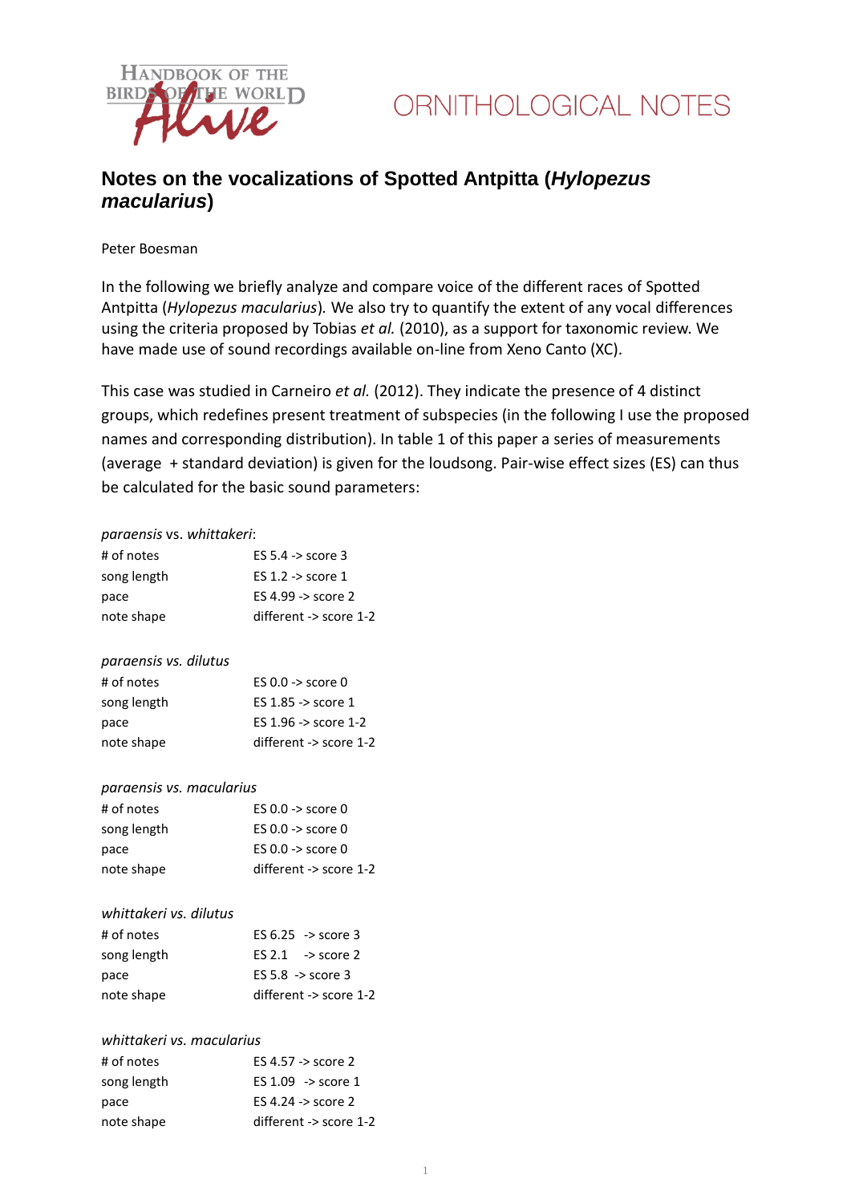HANDBOOK OF THE BIRDS OF THE WORLD *Alive*

ORNITHOLOGICAL NOTES

# Notes on the vocalizations of Spotted Antpitta (*Hylopezus macularius*)

Peter Boesman

In the following we briefly analyze and compare voice of the different races of Spotted Antpitta (*Hylopezus macularius*). We also try to quantify the extent of any vocal differences using the criteria proposed by Tobias *et al.* (2010), as a support for taxonomic review. We have made use of sound recordings available on-line from Xeno Canto (XC).

This case was studied in Carneiro *et al.* (2012). They indicate the presence of 4 distinct groups, which redefines present treatment of subspecies (in the following I use the proposed names and corresponding distribution). In table 1 of this paper a series of measurements (average + standard deviation) is given for the loudsong. Pair-wise effect sizes (ES) can thus be calculated for the basic sound parameters:

*paraensis* vs. *whittakeri*:

| | |
|---|---|
| # of notes | ES 5.4 -> score 3 |
| song length | ES 1.2 -> score 1 |
| pace | ES 4.99 -> score 2 |
| note shape | different -> score 1-2 |

*paraensis vs. dilutus*

| | |
|---|---|
| # of notes | ES 0.0 -> score 0 |
| song length | ES 1.85 -> score 1 |
| pace | ES 1.96 -> score 1-2 |
| note shape | different -> score 1-2 |

*paraensis vs. macularius*

| | |
|---|---|
| # of notes | ES 0.0 -> score 0 |
| song length | ES 0.0 -> score 0 |
| pace | ES 0.0 -> score 0 |
| note shape | different -> score 1-2 |

*whittakeri vs. dilutus*

| | |
|---|---|
| # of notes | ES 6.25 -> score 3 |
| song length | ES 2.1 -> score 2 |
| pace | ES 5.8 -> score 3 |
| note shape | different -> score 1-2 |

*whittakeri vs. macularius*

| | |
|---|---|
| # of notes | ES 4.57 -> score 2 |
| song length | ES 1.09 -> score 1 |
| pace | ES 4.24 -> score 2 |
| note shape | different -> score 1-2 |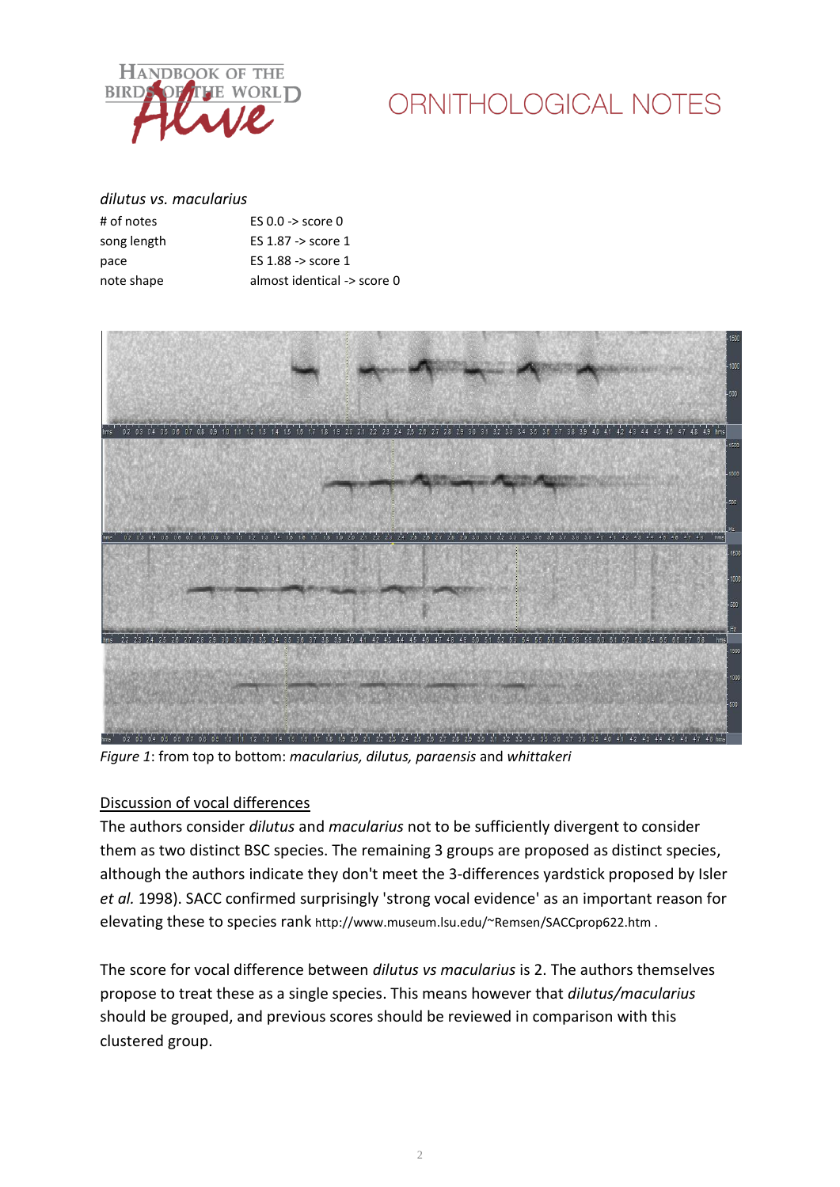*dilutus vs. macularius*

| | |
|---|---|
| # of notes | ES 0.0 -> score 0 |
| song length | ES 1.87 -> score 1 |
| pace | ES 1.88 -> score 1 |
| note shape | almost identical -> score 0 |

*Figure 1*: from top to bottom: *macularius, dilutus, paraensis* and *whittakeri*

## Discussion of vocal differences

The authors consider *dilutus* and *macularius* not to be sufficiently divergent to consider them as two distinct BSC species. The remaining 3 groups are proposed as distinct species, although the authors indicate they don't meet the 3-differences yardstick proposed by Isler *et al.* 1998). SACC confirmed surprisingly 'strong vocal evidence' as an important reason for elevating these to species rank http://www.museum.lsu.edu/~Remsen/SACCprop622.htm .

The score for vocal difference between *dilutus vs macularius* is 2. The authors themselves propose to treat these as a single species. This means however that *dilutus/macularius* should be grouped, and previous scores should be reviewed in comparison with this clustered group.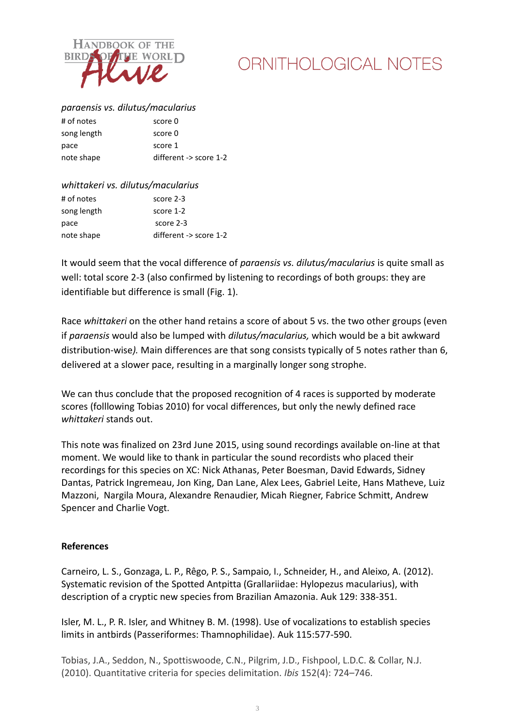*paraensis vs. dilutus/macularius*

| | |
|---|---|
| # of notes | score 0 |
| song length | score 0 |
| pace | score 1 |
| note shape | different -> score 1-2 |

*whittakeri vs. dilutus/macularius*

| | |
|---|---|
| # of notes | score 2-3 |
| song length | score 1-2 |
| pace | score 2-3 |
| note shape | different -> score 1-2 |

It would seem that the vocal difference of *paraensis vs. dilutus/macularius* is quite small as well: total score 2-3 (also confirmed by listening to recordings of both groups: they are identifiable but difference is small (Fig. 1).

Race *whittakeri* on the other hand retains a score of about 5 vs. the two other groups (even if *paraensis* would also be lumped with *dilutus/macularius,* which would be a bit awkward distribution-wise*).* Main differences are that song consists typically of 5 notes rather than 6, delivered at a slower pace, resulting in a marginally longer song strophe.

We can thus conclude that the proposed recognition of 4 races is supported by moderate scores (folllowing Tobias 2010) for vocal differences, but only the newly defined race *whittakeri* stands out.

This note was finalized on 23rd June 2015, using sound recordings available on-line at that moment. We would like to thank in particular the sound recordists who placed their recordings for this species on XC: Nick Athanas, Peter Boesman, David Edwards, Sidney Dantas, Patrick Ingremeau, Jon King, Dan Lane, Alex Lees, Gabriel Leite, Hans Matheve, Luiz Mazzoni, Nargila Moura, Alexandre Renaudier, Micah Riegner, Fabrice Schmitt, Andrew Spencer and Charlie Vogt.

**References**

Carneiro, L. S., Gonzaga, L. P., Rêgo, P. S., Sampaio, I., Schneider, H., and Aleixo, A. (2012). Systematic revision of the Spotted Antpitta (Grallariidae: Hylopezus macularius), with description of a cryptic new species from Brazilian Amazonia. Auk 129: 338-351.

Isler, M. L., P. R. Isler, and Whitney B. M. (1998). Use of vocalizations to establish species limits in antbirds (Passeriformes: Thamnophilidae). Auk 115:577-590.

Tobias, J.A., Seddon, N., Spottiswoode, C.N., Pilgrim, J.D., Fishpool, L.D.C. & Collar, N.J. (2010). Quantitative criteria for species delimitation. *Ibis* 152(4): 724–746.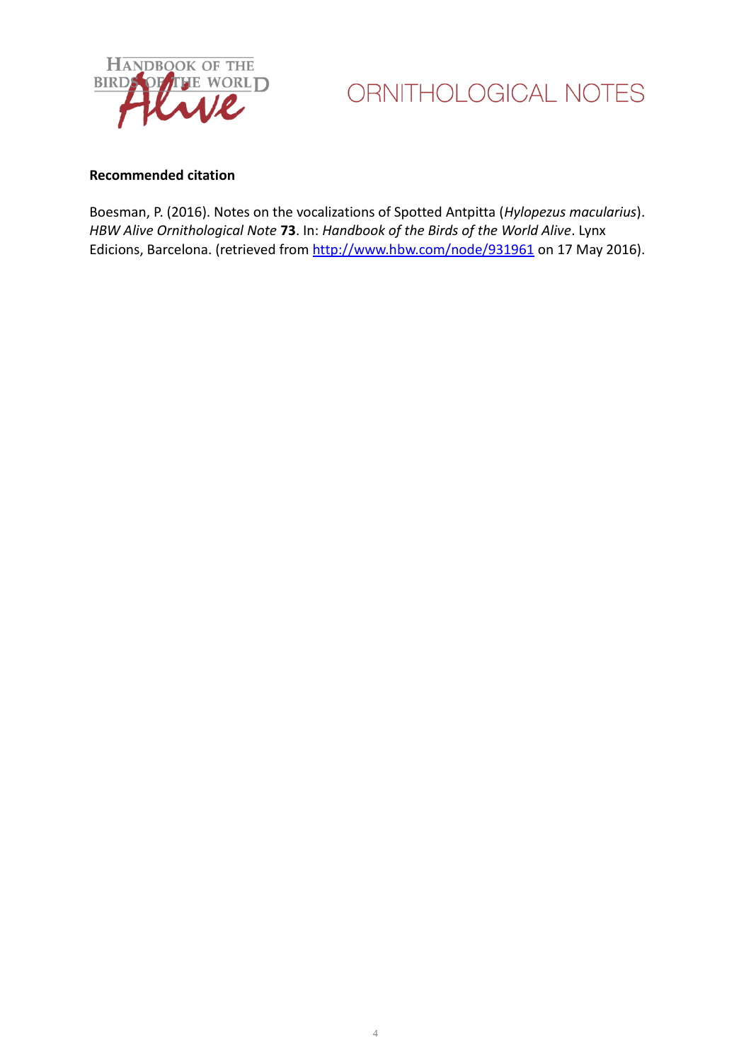**Recommended citation**

Boesman, P. (2016). Notes on the vocalizations of Spotted Antpitta (*Hylopezus macularius*). *HBW Alive Ornithological Note* **73**. In: *Handbook of the Birds of the World Alive*. Lynx Edicions, Barcelona. (retrieved from http://www.hbw.com/node/931961 on 17 May 2016).